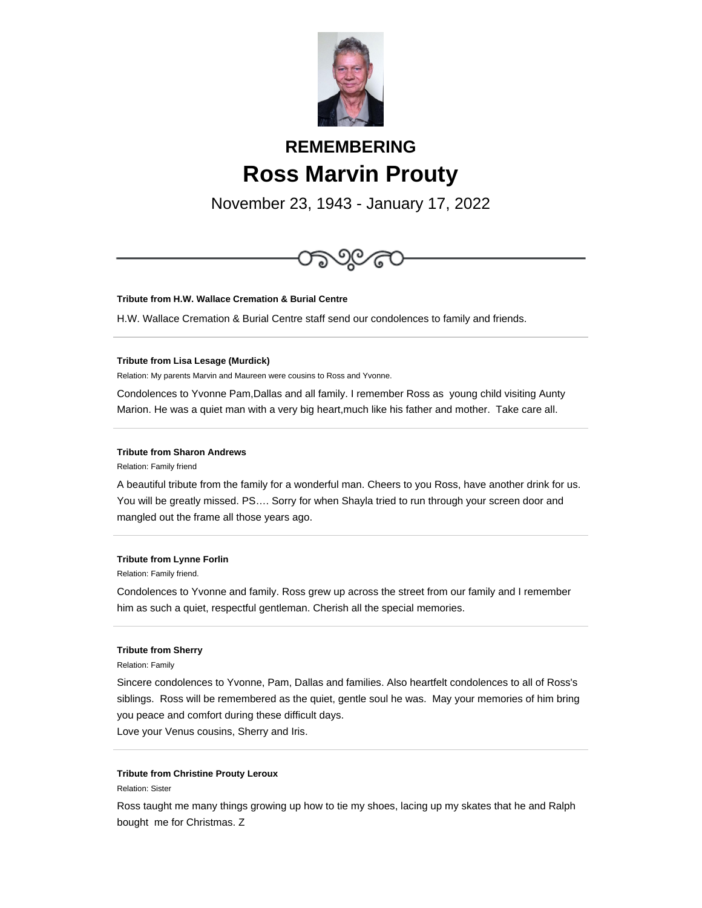## REMEMBERING

# Ross Marvin Prouty

November 23, 1943 - January 17, 2022

---

**Tribute from H.W. Wallace Cremation & Burial Centre**

H.W. Wallace Cremation & Burial Centre staff send our condolences to family and friends.

---

**Tribute from Lisa Lesage (Murdick)**

Relation: My parents Marvin and Maureen were cousins to Ross and Yvonne.

Condolences to Yvonne Pam,Dallas and all family. I remember Ross as young child visiting Aunty Marion. He was a quiet man with a very big heart,much like his father and mother. Take care all.

---

**Tribute from Sharon Andrews**

Relation: Family friend

A beautiful tribute from the family for a wonderful man. Cheers to you Ross, have another drink for us. You will be greatly missed. PS…. Sorry for when Shayla tried to run through your screen door and mangled out the frame all those years ago.

---

**Tribute from Lynne Forlin**

Relation: Family friend.

Condolences to Yvonne and family. Ross grew up across the street from our family and I remember him as such a quiet, respectful gentleman. Cherish all the special memories.

---

**Tribute from Sherry**

Relation: Family

Sincere condolences to Yvonne, Pam, Dallas and families. Also heartfelt condolences to all of Ross's siblings. Ross will be remembered as the quiet, gentle soul he was. May your memories of him bring you peace and comfort during these difficult days.
Love your Venus cousins, Sherry and Iris.

---

**Tribute from Christine Prouty Leroux**

Relation: Sister

Ross taught me many things growing up how to tie my shoes, lacing up my skates that he and Ralph bought me for Christmas. Z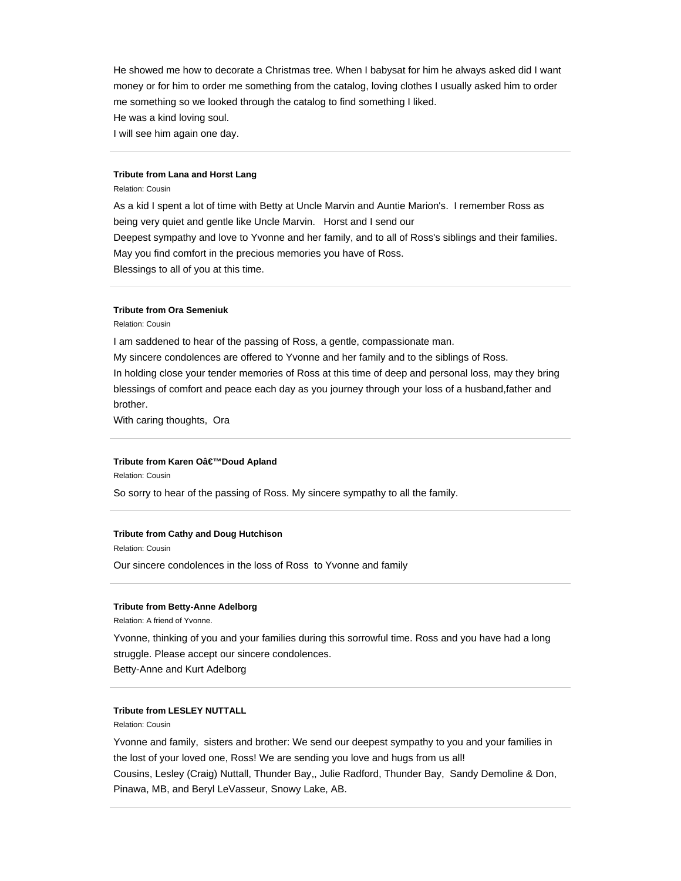He showed me how to decorate a Christmas tree. When I babysat for him he always asked did I want money or for him to order me something from the catalog, loving clothes I usually asked him to order me something so we looked through the catalog to find something I liked.
He was a kind loving soul.
I will see him again one day.

---

**Tribute from Lana and Horst Lang**

Relation: Cousin

As a kid I spent a lot of time with Betty at Uncle Marvin and Auntie Marion's. I remember Ross as being very quiet and gentle like Uncle Marvin. Horst and I send our
Deepest sympathy and love to Yvonne and her family, and to all of Ross's siblings and their families.
May you find comfort in the precious memories you have of Ross.
Blessings to all of you at this time.

---

**Tribute from Ora Semeniuk**

Relation: Cousin

I am saddened to hear of the passing of Ross, a gentle, compassionate man.
My sincere condolences are offered to Yvonne and her family and to the siblings of Ross.
In holding close your tender memories of Ross at this time of deep and personal loss, may they bring blessings of comfort and peace each day as you journey through your loss of a husband,father and brother.
With caring thoughts, Ora

---

**Tribute from Karen Oâ€™Doud Apland**

Relation: Cousin

So sorry to hear of the passing of Ross. My sincere sympathy to all the family.

---

**Tribute from Cathy and Doug Hutchison**

Relation: Cousin

Our sincere condolences in the loss of Ross to Yvonne and family

---

**Tribute from Betty-Anne Adelborg**

Relation: A friend of Yvonne.

Yvonne, thinking of you and your families during this sorrowful time. Ross and you have had a long struggle. Please accept our sincere condolences.
Betty-Anne and Kurt Adelborg

---

**Tribute from LESLEY NUTTALL**

Relation: Cousin

Yvonne and family, sisters and brother: We send our deepest sympathy to you and your families in the lost of your loved one, Ross! We are sending you love and hugs from us all!
Cousins, Lesley (Craig) Nuttall, Thunder Bay,, Julie Radford, Thunder Bay, Sandy Demoline & Don, Pinawa, MB, and Beryl LeVasseur, Snowy Lake, AB.

---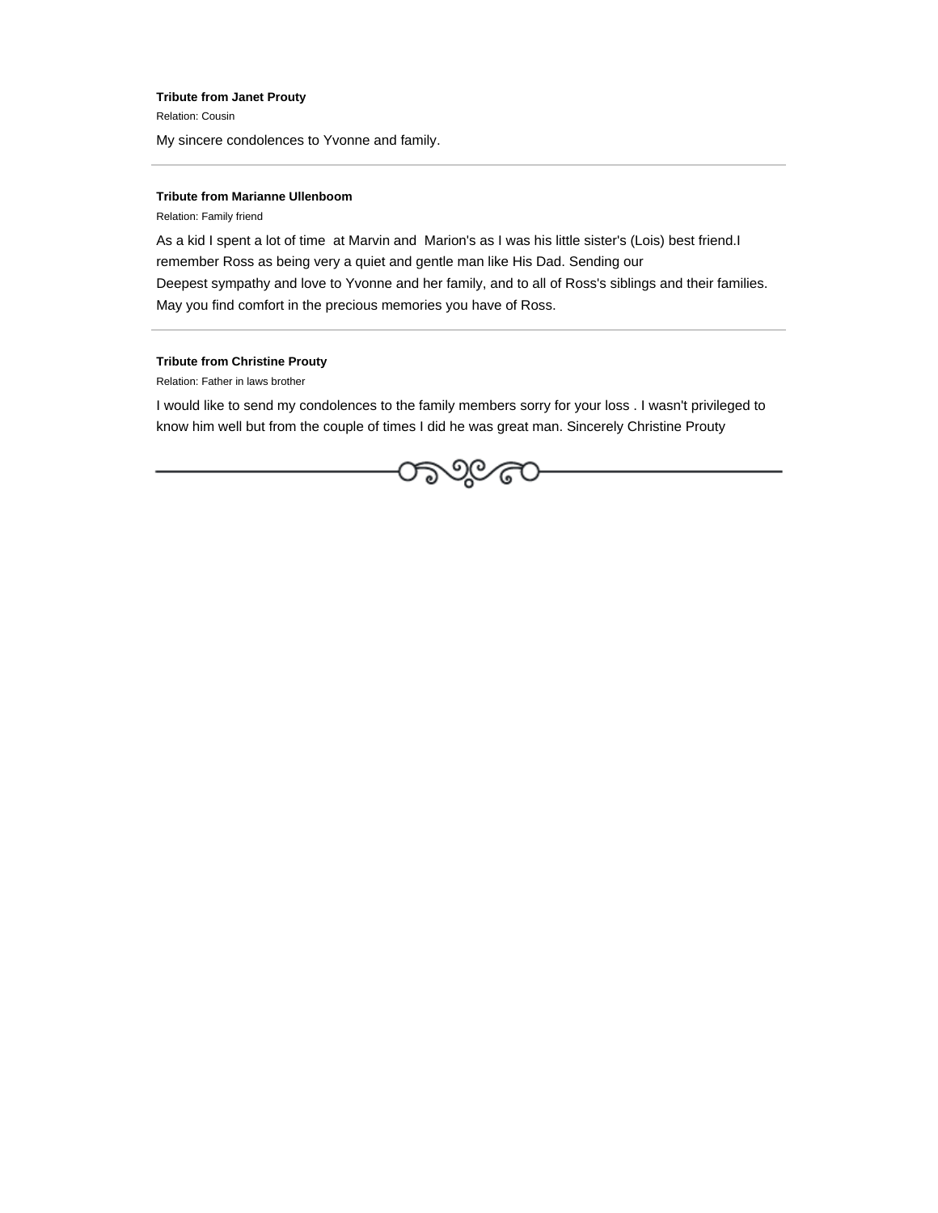**Tribute from Janet Prouty**

Relation: Cousin

My sincere condolences to Yvonne and family.

---

**Tribute from Marianne Ullenboom**

Relation: Family friend

As a kid I spent a lot of time at Marvin and Marion's as I was his little sister's (Lois) best friend.I remember Ross as being very a quiet and gentle man like His Dad. Sending our
Deepest sympathy and love to Yvonne and her family, and to all of Ross's siblings and their families. May you find comfort in the precious memories you have of Ross.

---

**Tribute from Christine Prouty**

Relation: Father in laws brother

I would like to send my condolences to the family members sorry for your loss . I wasn't privileged to know him well but from the couple of times I did he was great man. Sincerely Christine Prouty